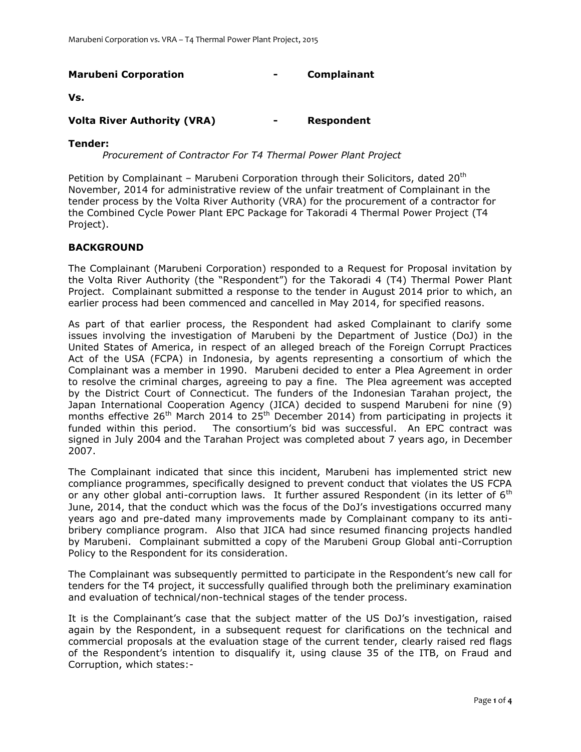**Marubeni Corporation - Complainant**

**Vs.**

**Volta River Authority (VRA) - Respondent**

**Tender:**

*Procurement of Contractor For T4 Thermal Power Plant Project*

Petition by Complainant – Marubeni Corporation through their Solicitors, dated 20th November, 2014 for administrative review of the unfair treatment of Complainant in the tender process by the Volta River Authority (VRA) for the procurement of a contractor for the Combined Cycle Power Plant EPC Package for Takoradi 4 Thermal Power Project (T4 Project).

## BACKGROUND

The Complainant (Marubeni Corporation) responded to a Request for Proposal invitation by the Volta River Authority (the "Respondent") for the Takoradi 4 (T4) Thermal Power Plant Project. Complainant submitted a response to the tender in August 2014 prior to which, an earlier process had been commenced and cancelled in May 2014, for specified reasons.

As part of that earlier process, the Respondent had asked Complainant to clarify some issues involving the investigation of Marubeni by the Department of Justice (DoJ) in the United States of America, in respect of an alleged breach of the Foreign Corrupt Practices Act of the USA (FCPA) in Indonesia, by agents representing a consortium of which the Complainant was a member in 1990. Marubeni decided to enter a Plea Agreement in order to resolve the criminal charges, agreeing to pay a fine. The Plea agreement was accepted by the District Court of Connecticut. The funders of the Indonesian Tarahan project, the Japan International Cooperation Agency (JICA) decided to suspend Marubeni for nine (9) months effective 26th March 2014 to 25th December 2014) from participating in projects it funded within this period. The consortium's bid was successful. An EPC contract was signed in July 2004 and the Tarahan Project was completed about 7 years ago, in December 2007.

The Complainant indicated that since this incident, Marubeni has implemented strict new compliance programmes, specifically designed to prevent conduct that violates the US FCPA or any other global anti-corruption laws. It further assured Respondent (in its letter of 6th June, 2014, that the conduct which was the focus of the DoJ's investigations occurred many years ago and pre-dated many improvements made by Complainant company to its anti-bribery compliance program. Also that JICA had since resumed financing projects handled by Marubeni. Complainant submitted a copy of the Marubeni Group Global anti-Corruption Policy to the Respondent for its consideration.

The Complainant was subsequently permitted to participate in the Respondent's new call for tenders for the T4 project, it successfully qualified through both the preliminary examination and evaluation of technical/non-technical stages of the tender process.

It is the Complainant's case that the subject matter of the US DoJ's investigation, raised again by the Respondent, in a subsequent request for clarifications on the technical and commercial proposals at the evaluation stage of the current tender, clearly raised red flags of the Respondent's intention to disqualify it, using clause 35 of the ITB, on Fraud and Corruption, which states:-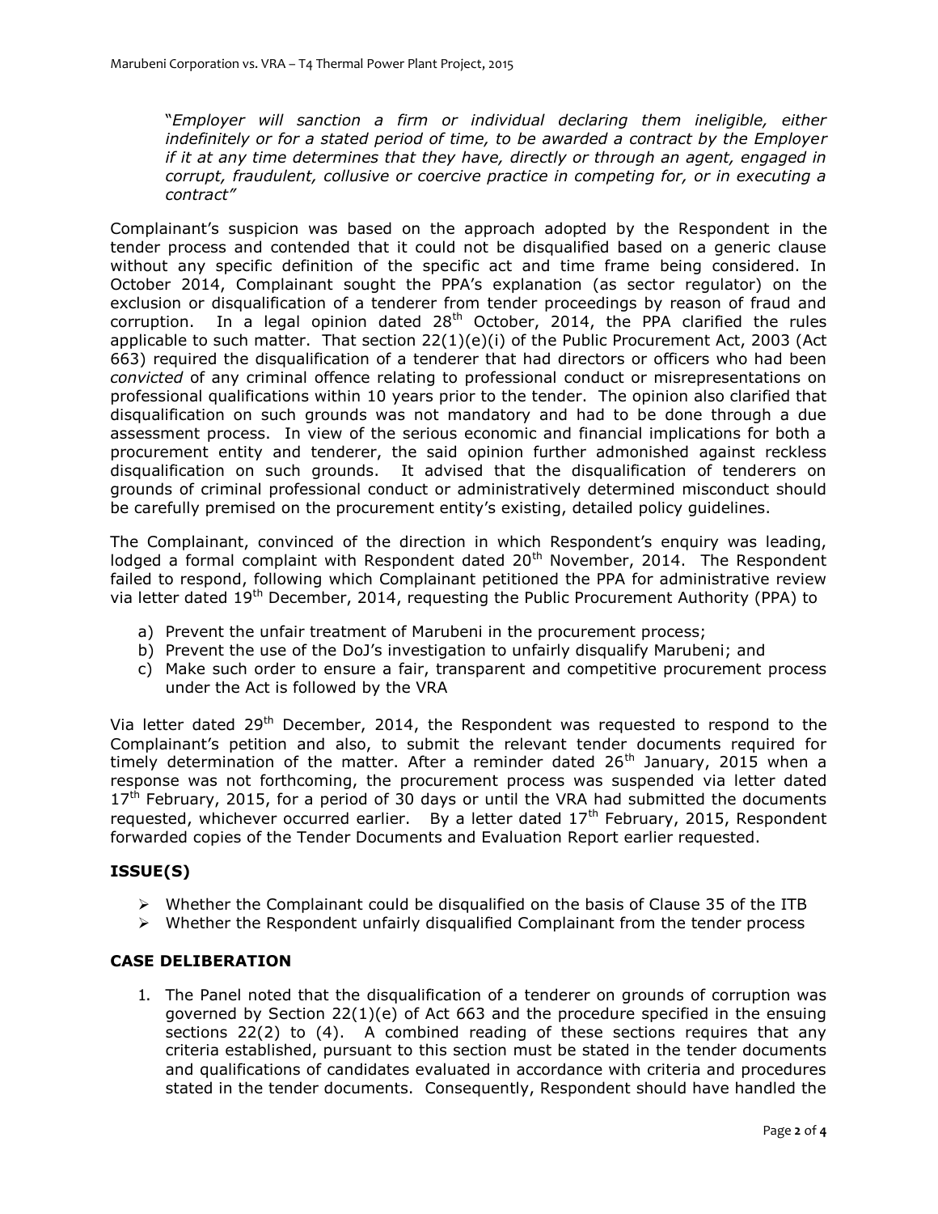"*Employer will sanction a firm or individual declaring them ineligible, either indefinitely or for a stated period of time, to be awarded a contract by the Employer if it at any time determines that they have, directly or through an agent, engaged in corrupt, fraudulent, collusive or coercive practice in competing for, or in executing a contract"*

Complainant's suspicion was based on the approach adopted by the Respondent in the tender process and contended that it could not be disqualified based on a generic clause without any specific definition of the specific act and time frame being considered. In October 2014, Complainant sought the PPA's explanation (as sector regulator) on the exclusion or disqualification of a tenderer from tender proceedings by reason of fraud and corruption. In a legal opinion dated 28th October, 2014, the PPA clarified the rules applicable to such matter. That section 22(1)(e)(i) of the Public Procurement Act, 2003 (Act 663) required the disqualification of a tenderer that had directors or officers who had been *convicted* of any criminal offence relating to professional conduct or misrepresentations on professional qualifications within 10 years prior to the tender. The opinion also clarified that disqualification on such grounds was not mandatory and had to be done through a due assessment process. In view of the serious economic and financial implications for both a procurement entity and tenderer, the said opinion further admonished against reckless disqualification on such grounds. It advised that the disqualification of tenderers on grounds of criminal professional conduct or administratively determined misconduct should be carefully premised on the procurement entity's existing, detailed policy guidelines.

The Complainant, convinced of the direction in which Respondent's enquiry was leading, lodged a formal complaint with Respondent dated 20th November, 2014. The Respondent failed to respond, following which Complainant petitioned the PPA for administrative review via letter dated 19th December, 2014, requesting the Public Procurement Authority (PPA) to

a) Prevent the unfair treatment of Marubeni in the procurement process;
b) Prevent the use of the DoJ's investigation to unfairly disqualify Marubeni; and
c) Make such order to ensure a fair, transparent and competitive procurement process under the Act is followed by the VRA

Via letter dated 29th December, 2014, the Respondent was requested to respond to the Complainant's petition and also, to submit the relevant tender documents required for timely determination of the matter. After a reminder dated 26th January, 2015 when a response was not forthcoming, the procurement process was suspended via letter dated 17th February, 2015, for a period of 30 days or until the VRA had submitted the documents requested, whichever occurred earlier. By a letter dated 17th February, 2015, Respondent forwarded copies of the Tender Documents and Evaluation Report earlier requested.

## ISSUE(S)

- Whether the Complainant could be disqualified on the basis of Clause 35 of the ITB
- Whether the Respondent unfairly disqualified Complainant from the tender process

## CASE DELIBERATION

1. The Panel noted that the disqualification of a tenderer on grounds of corruption was governed by Section 22(1)(e) of Act 663 and the procedure specified in the ensuing sections 22(2) to (4). A combined reading of these sections requires that any criteria established, pursuant to this section must be stated in the tender documents and qualifications of candidates evaluated in accordance with criteria and procedures stated in the tender documents. Consequently, Respondent should have handled the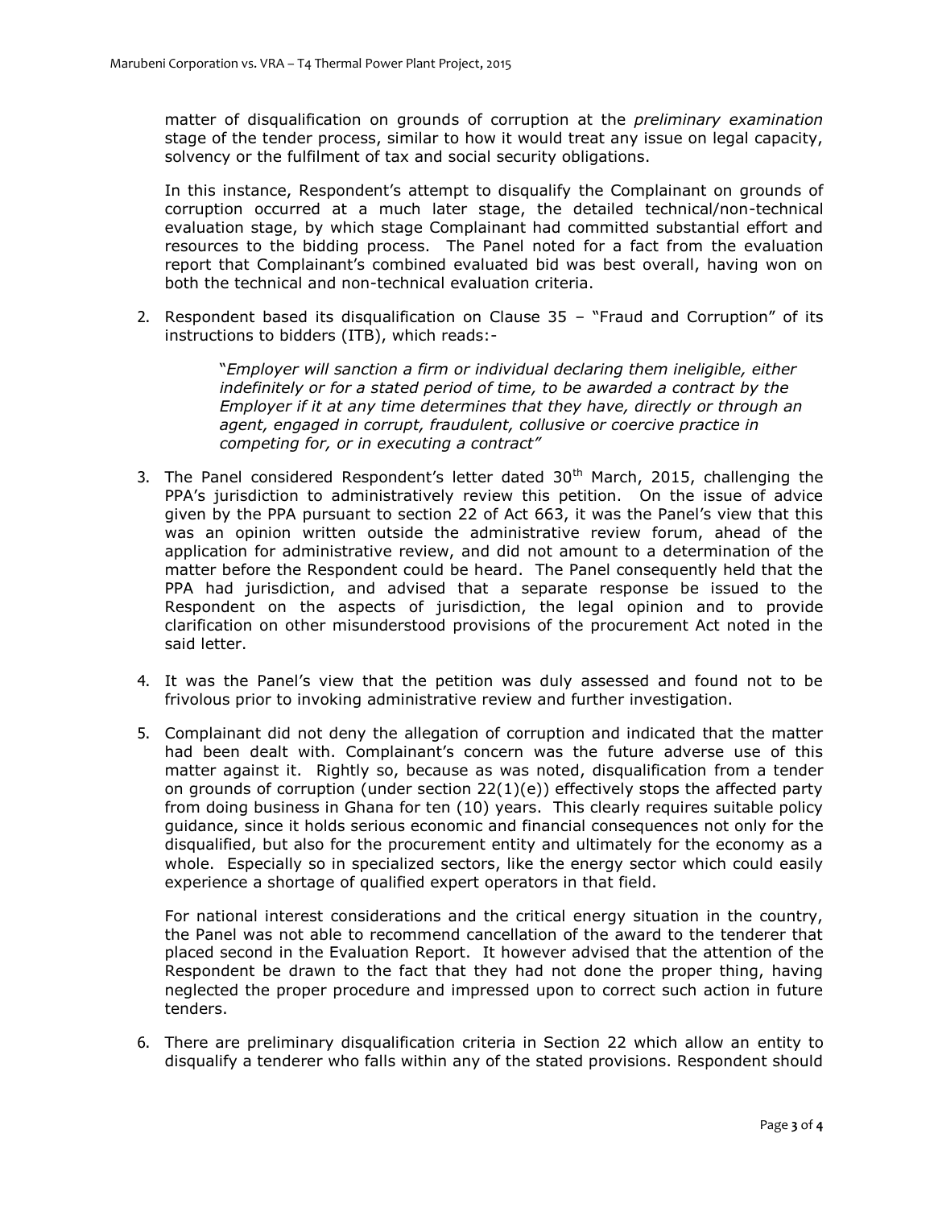matter of disqualification on grounds of corruption at the *preliminary examination* stage of the tender process, similar to how it would treat any issue on legal capacity, solvency or the fulfilment of tax and social security obligations.

In this instance, Respondent's attempt to disqualify the Complainant on grounds of corruption occurred at a much later stage, the detailed technical/non-technical evaluation stage, by which stage Complainant had committed substantial effort and resources to the bidding process. The Panel noted for a fact from the evaluation report that Complainant's combined evaluated bid was best overall, having won on both the technical and non-technical evaluation criteria.

2. Respondent based its disqualification on Clause 35 – "Fraud and Corruption" of its instructions to bidders (ITB), which reads:-

   > "*Employer will sanction a firm or individual declaring them ineligible, either indefinitely or for a stated period of time, to be awarded a contract by the Employer if it at any time determines that they have, directly or through an agent, engaged in corrupt, fraudulent, collusive or coercive practice in competing for, or in executing a contract"*

3. The Panel considered Respondent's letter dated 30th March, 2015, challenging the PPA's jurisdiction to administratively review this petition. On the issue of advice given by the PPA pursuant to section 22 of Act 663, it was the Panel's view that this was an opinion written outside the administrative review forum, ahead of the application for administrative review, and did not amount to a determination of the matter before the Respondent could be heard. The Panel consequently held that the PPA had jurisdiction, and advised that a separate response be issued to the Respondent on the aspects of jurisdiction, the legal opinion and to provide clarification on other misunderstood provisions of the procurement Act noted in the said letter.

4. It was the Panel's view that the petition was duly assessed and found not to be frivolous prior to invoking administrative review and further investigation.

5. Complainant did not deny the allegation of corruption and indicated that the matter had been dealt with. Complainant's concern was the future adverse use of this matter against it. Rightly so, because as was noted, disqualification from a tender on grounds of corruption (under section 22(1)(e)) effectively stops the affected party from doing business in Ghana for ten (10) years. This clearly requires suitable policy guidance, since it holds serious economic and financial consequences not only for the disqualified, but also for the procurement entity and ultimately for the economy as a whole. Especially so in specialized sectors, like the energy sector which could easily experience a shortage of qualified expert operators in that field.

   For national interest considerations and the critical energy situation in the country, the Panel was not able to recommend cancellation of the award to the tenderer that placed second in the Evaluation Report. It however advised that the attention of the Respondent be drawn to the fact that they had not done the proper thing, having neglected the proper procedure and impressed upon to correct such action in future tenders.

6. There are preliminary disqualification criteria in Section 22 which allow an entity to disqualify a tenderer who falls within any of the stated provisions. Respondent should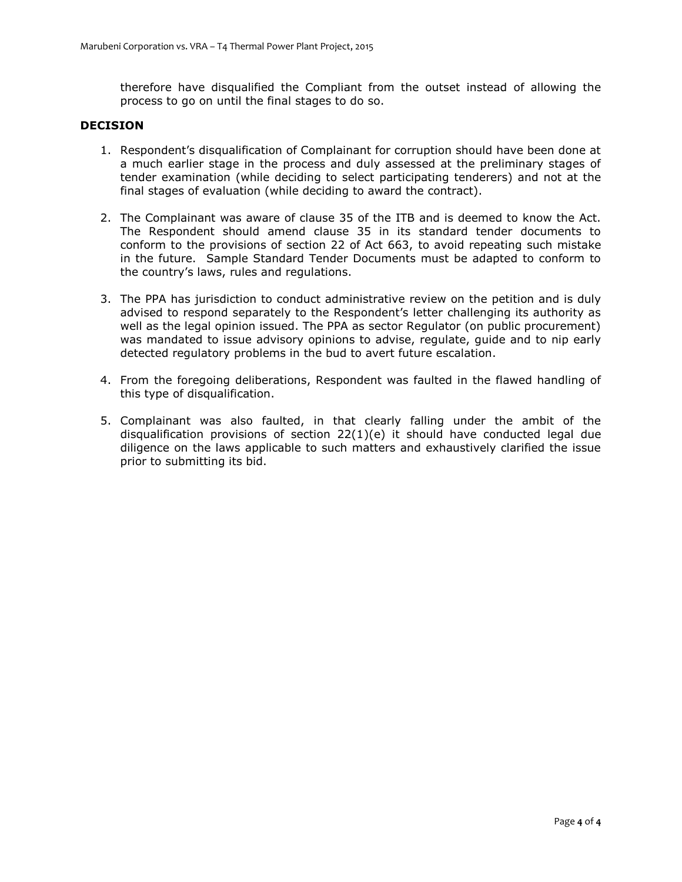therefore have disqualified the Compliant from the outset instead of allowing the process to go on until the final stages to do so.

## DECISION

1. Respondent's disqualification of Complainant for corruption should have been done at a much earlier stage in the process and duly assessed at the preliminary stages of tender examination (while deciding to select participating tenderers) and not at the final stages of evaluation (while deciding to award the contract).

2. The Complainant was aware of clause 35 of the ITB and is deemed to know the Act. The Respondent should amend clause 35 in its standard tender documents to conform to the provisions of section 22 of Act 663, to avoid repeating such mistake in the future. Sample Standard Tender Documents must be adapted to conform to the country's laws, rules and regulations.

3. The PPA has jurisdiction to conduct administrative review on the petition and is duly advised to respond separately to the Respondent's letter challenging its authority as well as the legal opinion issued. The PPA as sector Regulator (on public procurement) was mandated to issue advisory opinions to advise, regulate, guide and to nip early detected regulatory problems in the bud to avert future escalation.

4. From the foregoing deliberations, Respondent was faulted in the flawed handling of this type of disqualification.

5. Complainant was also faulted, in that clearly falling under the ambit of the disqualification provisions of section 22(1)(e) it should have conducted legal due diligence on the laws applicable to such matters and exhaustively clarified the issue prior to submitting its bid.